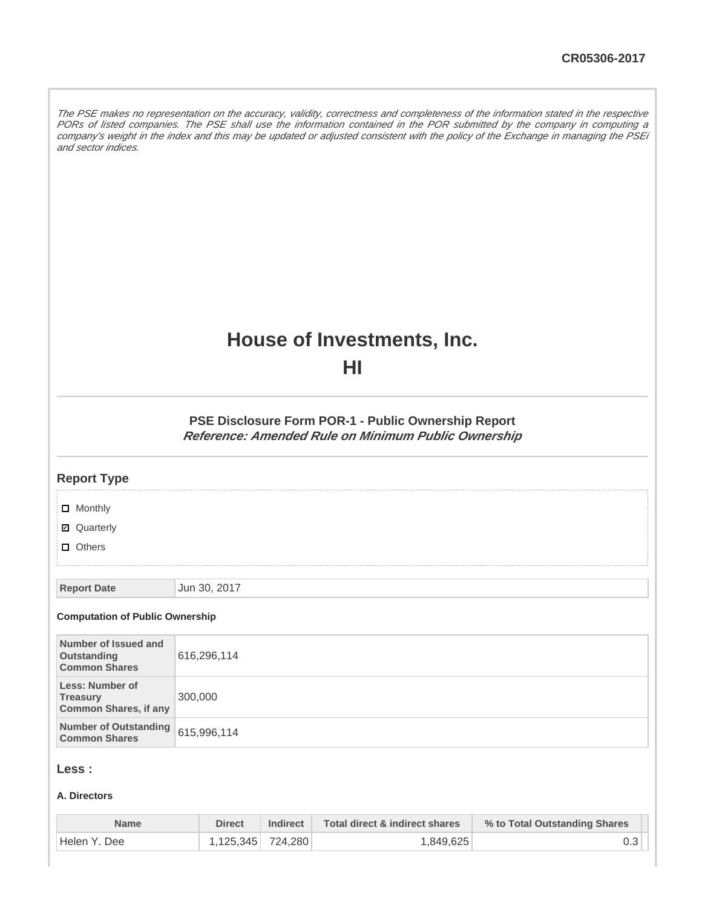CR05306-2017

*The PSE makes no representation on the accuracy, validity, correctness and completeness of the information stated in the respective PORs of listed companies. The PSE shall use the information contained in the POR submitted by the company in computing a company's weight in the index and this may be updated or adjusted consistent with the policy of the Exchange in managing the PSEi and sector indices.*

# House of Investments, Inc.

# HI

### PSE Disclosure Form POR-1 - Public Ownership Report

***Reference: Amended Rule on Minimum Public Ownership***

## Report Type

- [ ] Monthly
- [x] Quarterly
- [ ] Others

| Report Date | Jun 30, 2017 |
|---|---|

**Computation of Public Ownership**

| Number of Issued and Outstanding Common Shares | 616,296,114 |
|---|---|
| Less: Number of Treasury Common Shares, if any | 300,000 |
| Number of Outstanding Common Shares | 615,996,114 |

## Less :

**A. Directors**

| Name | Direct | Indirect | Total direct & indirect shares | % to Total Outstanding Shares |
|---|---|---|---|---|
| Helen Y. Dee | 1,125,345 | 724,280 | 1,849,625 | 0.3 |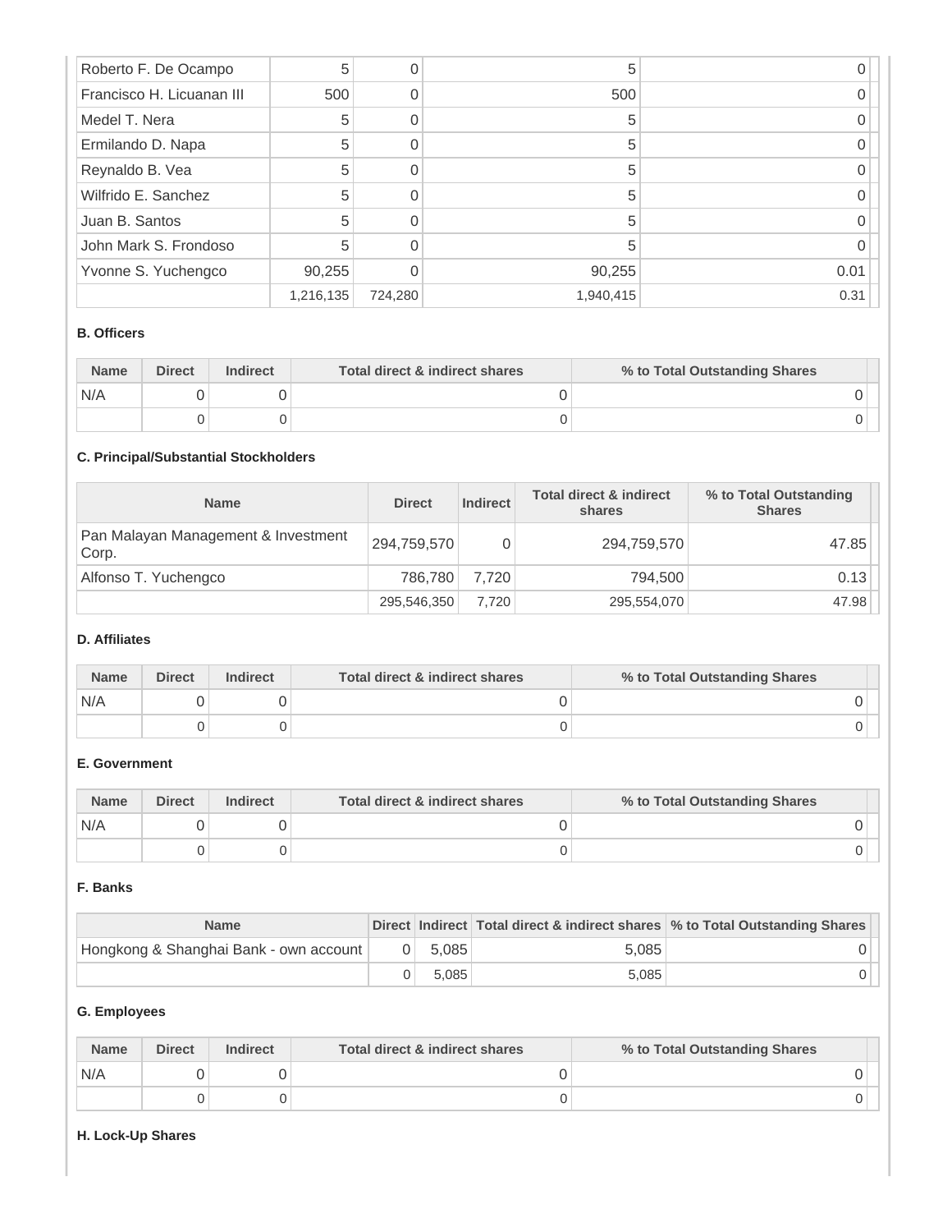| | | | | |
|---|---|---|---|---|
| Roberto F. De Ocampo | 5 | 0 | 5 | 0 |
| Francisco H. Licuanan III | 500 | 0 | 500 | 0 |
| Medel T. Nera | 5 | 0 | 5 | 0 |
| Ermilando D. Napa | 5 | 0 | 5 | 0 |
| Reynaldo B. Vea | 5 | 0 | 5 | 0 |
| Wilfrido E. Sanchez | 5 | 0 | 5 | 0 |
| Juan B. Santos | 5 | 0 | 5 | 0 |
| John Mark S. Frondoso | 5 | 0 | 5 | 0 |
| Yvonne S. Yuchengco | 90,255 | 0 | 90,255 | 0.01 |
| | 1,216,135 | 724,280 | 1,940,415 | 0.31 |

**B. Officers**

| Name | Direct | Indirect | Total direct & indirect shares | % to Total Outstanding Shares |
|---|---|---|---|---|
| N/A | 0 | 0 | 0 | 0 |
| | 0 | 0 | 0 | 0 |

**C. Principal/Substantial Stockholders**

| Name | Direct | Indirect | Total direct & indirect shares | % to Total Outstanding Shares |
|---|---|---|---|---|
| Pan Malayan Management & Investment Corp. | 294,759,570 | 0 | 294,759,570 | 47.85 |
| Alfonso T. Yuchengco | 786,780 | 7,720 | 794,500 | 0.13 |
| | 295,546,350 | 7,720 | 295,554,070 | 47.98 |

**D. Affiliates**

| Name | Direct | Indirect | Total direct & indirect shares | % to Total Outstanding Shares |
|---|---|---|---|---|
| N/A | 0 | 0 | 0 | 0 |
| | 0 | 0 | 0 | 0 |

**E. Government**

| Name | Direct | Indirect | Total direct & indirect shares | % to Total Outstanding Shares |
|---|---|---|---|---|
| N/A | 0 | 0 | 0 | 0 |
| | 0 | 0 | 0 | 0 |

**F. Banks**

| Name | Direct | Indirect | Total direct & indirect shares | % to Total Outstanding Shares |
|---|---|---|---|---|
| Hongkong & Shanghai Bank - own account | 0 | 5,085 | 5,085 | 0 |
| | 0 | 5,085 | 5,085 | 0 |

**G. Employees**

| Name | Direct | Indirect | Total direct & indirect shares | % to Total Outstanding Shares |
|---|---|---|---|---|
| N/A | 0 | 0 | 0 | 0 |
| | 0 | 0 | 0 | 0 |

**H. Lock-Up Shares**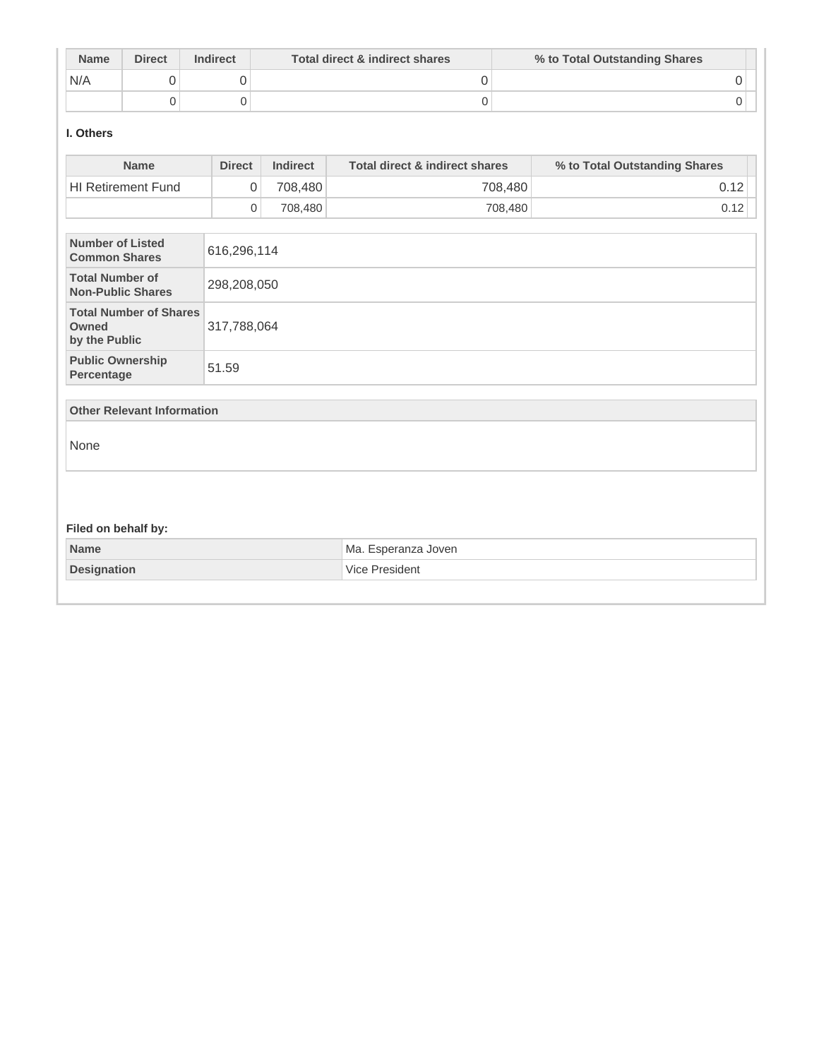| Name | Direct | Indirect | Total direct & indirect shares | % to Total Outstanding Shares |
|---|---|---|---|---|
| N/A | 0 | 0 | 0 | 0 |
| | 0 | 0 | 0 | 0 |

**I. Others**

| Name | Direct | Indirect | Total direct & indirect shares | % to Total Outstanding Shares |
|---|---|---|---|---|
| HI Retirement Fund | 0 | 708,480 | 708,480 | 0.12 |
| | 0 | 708,480 | 708,480 | 0.12 |

| | |
|---|---|
| **Number of Listed Common Shares** | 616,296,114 |
| **Total Number of Non-Public Shares** | 298,208,050 |
| **Total Number of Shares Owned by the Public** | 317,788,064 |
| **Public Ownership Percentage** | 51.59 |

| Other Relevant Information |
|---|
| None |

**Filed on behalf by:**

| | |
|---|---|
| **Name** | Ma. Esperanza Joven |
| **Designation** | Vice President |